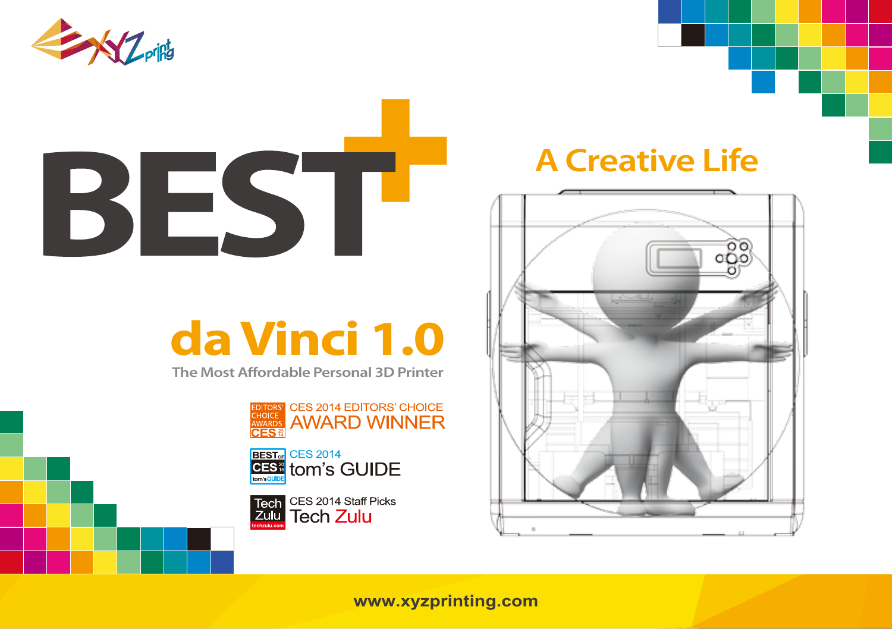XYZprinting

# BEST+

## A Creative Life

# da Vinci 1.0

**The Most Affordable Personal 3D Printer**

EDITORS' CHOICE AWARDS CES 2014 — CES 2014 EDITORS' CHOICE AWARD WINNER

BEST OF CES 2014 tom's GUIDE — CES 2014 tom's GUIDE

Tech Zulu techzulu.com — CES 2014 Staff Picks Tech Zulu

www.xyzprinting.com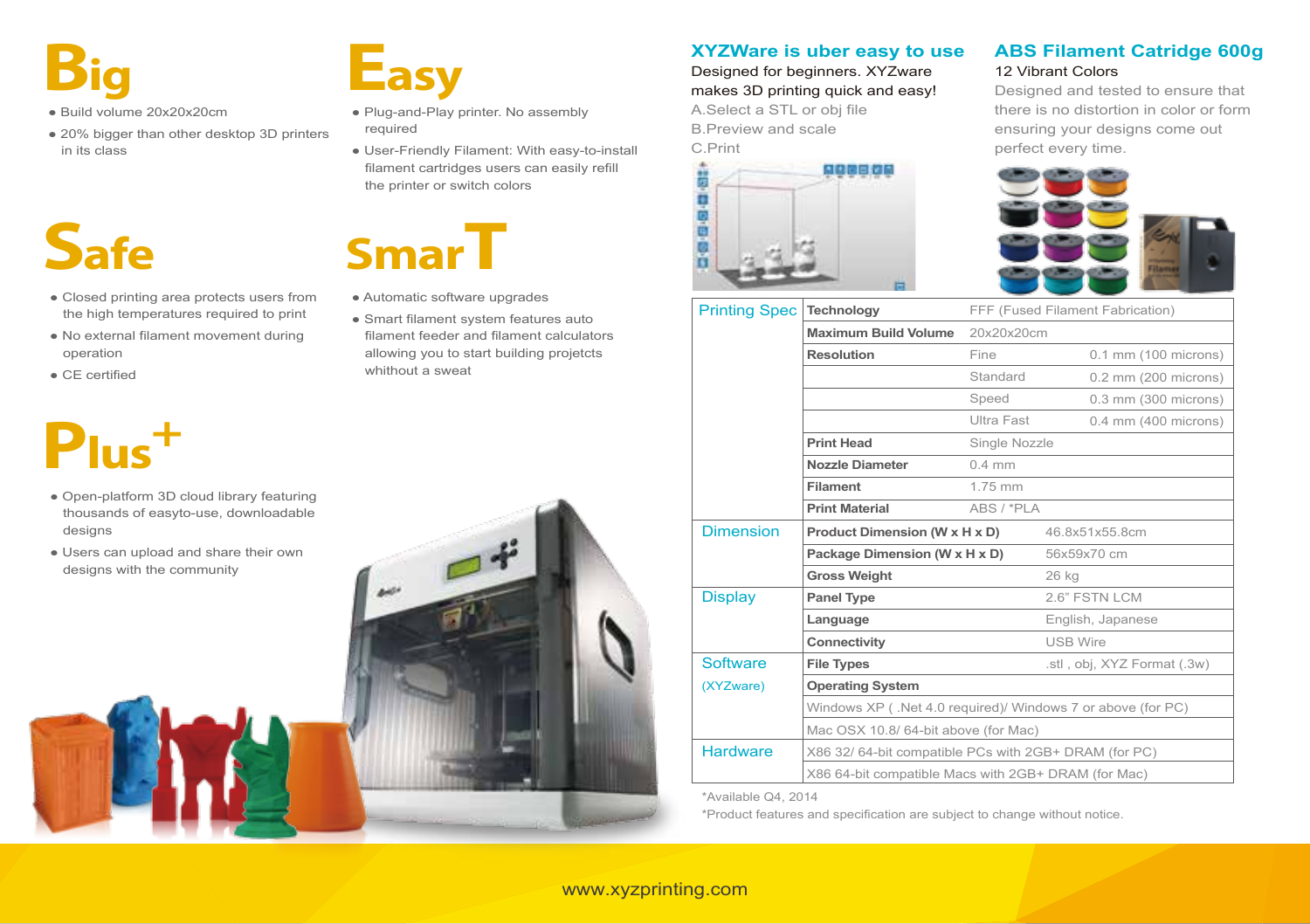# Big

- Build volume 20x20x20cm
- 20% bigger than other desktop 3D printers in its class

# Easy

- Plug-and-Play printer. No assembly required
- User-Friendly Filament: With easy-to-install filament cartridges users can easily refill the printer or switch colors

# Safe

- Closed printing area protects users from the high temperatures required to print
- No external filament movement during operation
- CE certified

# SmarT

- Automatic software upgrades
- Smart filament system features auto filament feeder and filament calculators allowing you to start building projetcts whithout a sweat

# Plus+

- Open-platform 3D cloud library featuring thousands of easyto-use, downloadable designs
- Users can upload and share their own designs with the community

## XYZWare is uber easy to use

Designed for beginners. XYZware makes 3D printing quick and easy!

A.Select a STL or obj file
B.Preview and scale
C.Print

## ABS Filament Catridge 600g

12 Vibrant Colors

Designed and tested to ensure that there is no distortion in color or form ensuring your designs come out perfect every time.

| | | | |
|---|---|---|---|
| Printing Spec | Technology | FFF (Fused Filament Fabrication) | |
| | Maximum Build Volume | 20x20x20cm | |
| | Resolution | Fine | 0.1 mm (100 microns) |
| | | Standard | 0.2 mm (200 microns) |
| | | Speed | 0.3 mm (300 microns) |
| | | Ultra Fast | 0.4 mm (400 microns) |
| | Print Head | Single Nozzle | |
| | Nozzle Diameter | 0.4 mm | |
| | Filament | 1.75 mm | |
| | Print Material | ABS / *PLA | |
| Dimension | Product Dimension (W x H x D) | 46.8x51x55.8cm | |
| | Package Dimension (W x H x D) | 56x59x70 cm | |
| | Gross Weight | 26 kg | |
| Display | Panel Type | 2.6" FSTN LCM | |
| | Language | English, Japanese | |
| | Connectivity | USB Wire | |
| Software (XYZware) | File Types | .stl , obj, XYZ Format (.3w) | |
| | Operating System | | |
| | Windows XP ( .Net 4.0 required)/ Windows 7 or above (for PC) | | |
| | Mac OSX 10.8/ 64-bit above (for Mac) | | |
| Hardware | X86 32/ 64-bit compatible PCs with 2GB+ DRAM (for PC) | | |
| | X86 64-bit compatible Macs with 2GB+ DRAM (for Mac) | | |

*Available Q4, 2014

*Product features and specification are subject to change without notice.

www.xyzprinting.com